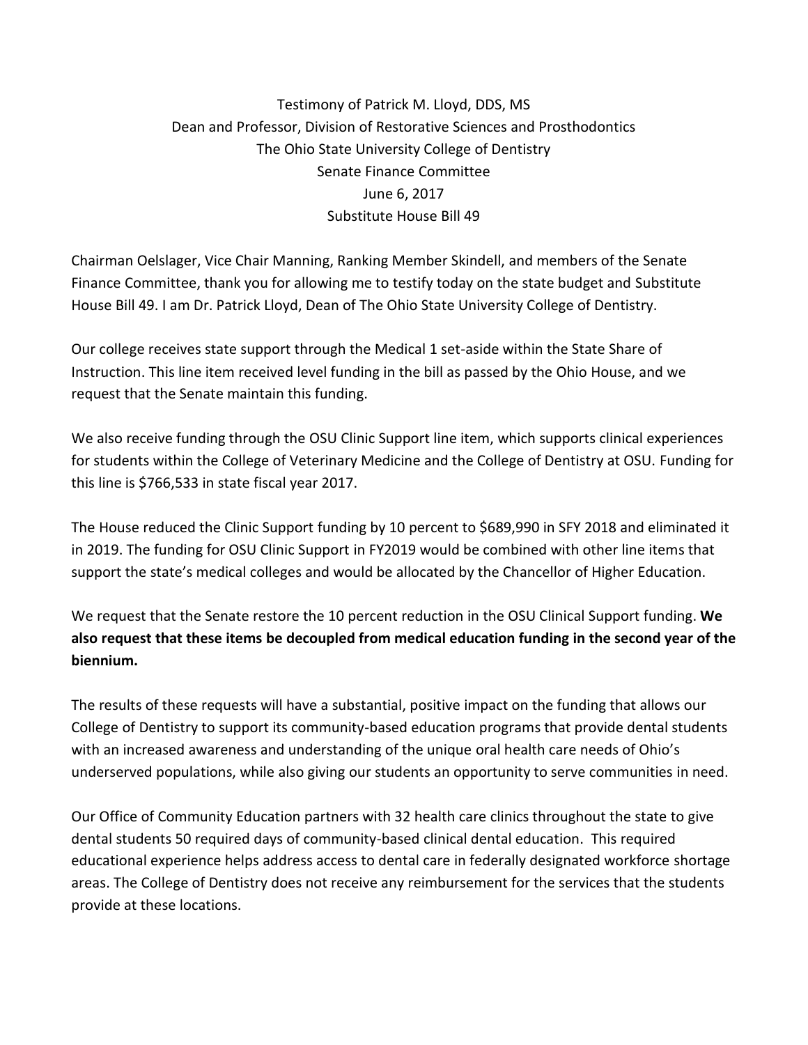Testimony of Patrick M. Lloyd, DDS, MS
Dean and Professor, Division of Restorative Sciences and Prosthodontics
The Ohio State University College of Dentistry
Senate Finance Committee
June 6, 2017
Substitute House Bill 49

Chairman Oelslager, Vice Chair Manning, Ranking Member Skindell, and members of the Senate Finance Committee, thank you for allowing me to testify today on the state budget and Substitute House Bill 49. I am Dr. Patrick Lloyd, Dean of The Ohio State University College of Dentistry.

Our college receives state support through the Medical 1 set-aside within the State Share of Instruction. This line item received level funding in the bill as passed by the Ohio House, and we request that the Senate maintain this funding.

We also receive funding through the OSU Clinic Support line item, which supports clinical experiences for students within the College of Veterinary Medicine and the College of Dentistry at OSU. Funding for this line is $766,533 in state fiscal year 2017.

The House reduced the Clinic Support funding by 10 percent to $689,990 in SFY 2018 and eliminated it in 2019. The funding for OSU Clinic Support in FY2019 would be combined with other line items that support the state's medical colleges and would be allocated by the Chancellor of Higher Education.

We request that the Senate restore the 10 percent reduction in the OSU Clinical Support funding. **We also request that these items be decoupled from medical education funding in the second year of the biennium.**

The results of these requests will have a substantial, positive impact on the funding that allows our College of Dentistry to support its community-based education programs that provide dental students with an increased awareness and understanding of the unique oral health care needs of Ohio's underserved populations, while also giving our students an opportunity to serve communities in need.

Our Office of Community Education partners with 32 health care clinics throughout the state to give dental students 50 required days of community-based clinical dental education. This required educational experience helps address access to dental care in federally designated workforce shortage areas. The College of Dentistry does not receive any reimbursement for the services that the students provide at these locations.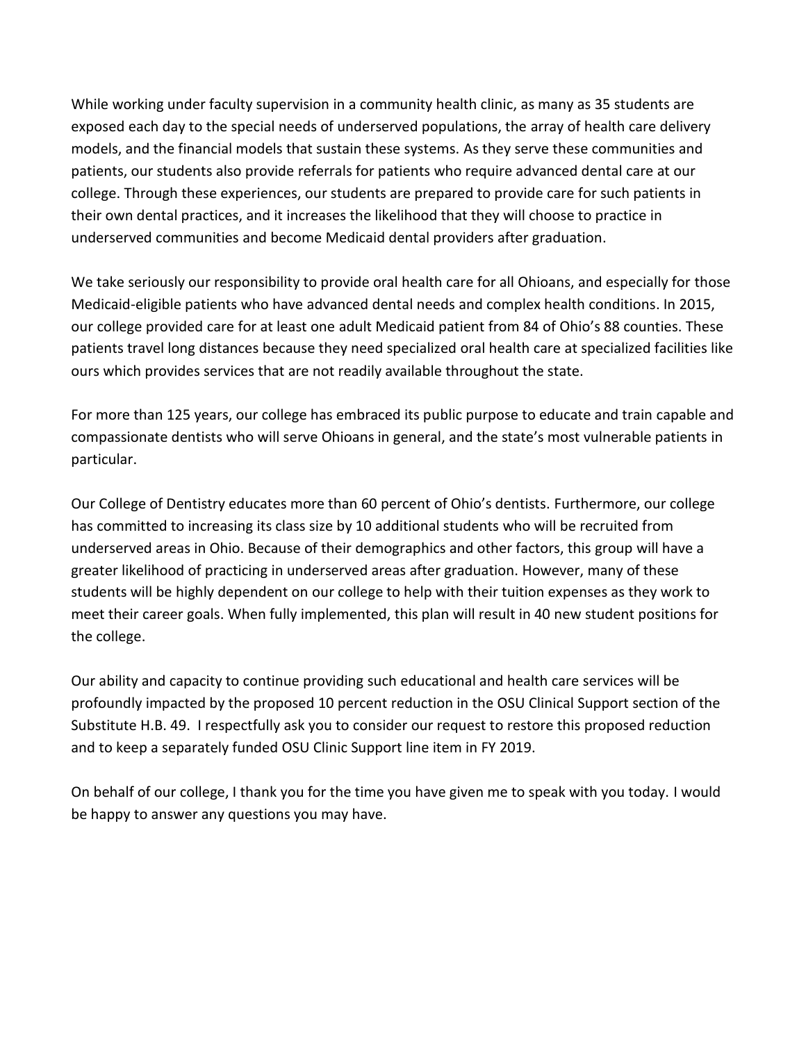While working under faculty supervision in a community health clinic, as many as 35 students are exposed each day to the special needs of underserved populations, the array of health care delivery models, and the financial models that sustain these systems. As they serve these communities and patients, our students also provide referrals for patients who require advanced dental care at our college. Through these experiences, our students are prepared to provide care for such patients in their own dental practices, and it increases the likelihood that they will choose to practice in underserved communities and become Medicaid dental providers after graduation.

We take seriously our responsibility to provide oral health care for all Ohioans, and especially for those Medicaid-eligible patients who have advanced dental needs and complex health conditions. In 2015, our college provided care for at least one adult Medicaid patient from 84 of Ohio's 88 counties. These patients travel long distances because they need specialized oral health care at specialized facilities like ours which provides services that are not readily available throughout the state.

For more than 125 years, our college has embraced its public purpose to educate and train capable and compassionate dentists who will serve Ohioans in general, and the state's most vulnerable patients in particular.

Our College of Dentistry educates more than 60 percent of Ohio's dentists. Furthermore, our college has committed to increasing its class size by 10 additional students who will be recruited from underserved areas in Ohio. Because of their demographics and other factors, this group will have a greater likelihood of practicing in underserved areas after graduation. However, many of these students will be highly dependent on our college to help with their tuition expenses as they work to meet their career goals. When fully implemented, this plan will result in 40 new student positions for the college.

Our ability and capacity to continue providing such educational and health care services will be profoundly impacted by the proposed 10 percent reduction in the OSU Clinical Support section of the Substitute H.B. 49. I respectfully ask you to consider our request to restore this proposed reduction and to keep a separately funded OSU Clinic Support line item in FY 2019.

On behalf of our college, I thank you for the time you have given me to speak with you today. I would be happy to answer any questions you may have.